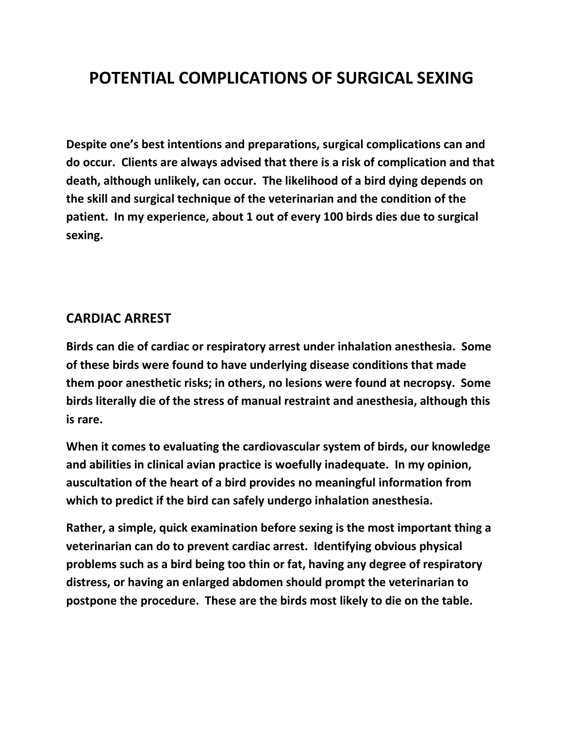# POTENTIAL COMPLICATIONS OF SURGICAL SEXING

**Despite one's best intentions and preparations, surgical complications can and do occur. Clients are always advised that there is a risk of complication and that death, although unlikely, can occur. The likelihood of a bird dying depends on the skill and surgical technique of the veterinarian and the condition of the patient. In my experience, about 1 out of every 100 birds dies due to surgical sexing.**

## CARDIAC ARREST

**Birds can die of cardiac or respiratory arrest under inhalation anesthesia. Some of these birds were found to have underlying disease conditions that made them poor anesthetic risks; in others, no lesions were found at necropsy. Some birds literally die of the stress of manual restraint and anesthesia, although this is rare.**

**When it comes to evaluating the cardiovascular system of birds, our knowledge and abilities in clinical avian practice is woefully inadequate. In my opinion, auscultation of the heart of a bird provides no meaningful information from which to predict if the bird can safely undergo inhalation anesthesia.**

**Rather, a simple, quick examination before sexing is the most important thing a veterinarian can do to prevent cardiac arrest. Identifying obvious physical problems such as a bird being too thin or fat, having any degree of respiratory distress, or having an enlarged abdomen should prompt the veterinarian to postpone the procedure. These are the birds most likely to die on the table.**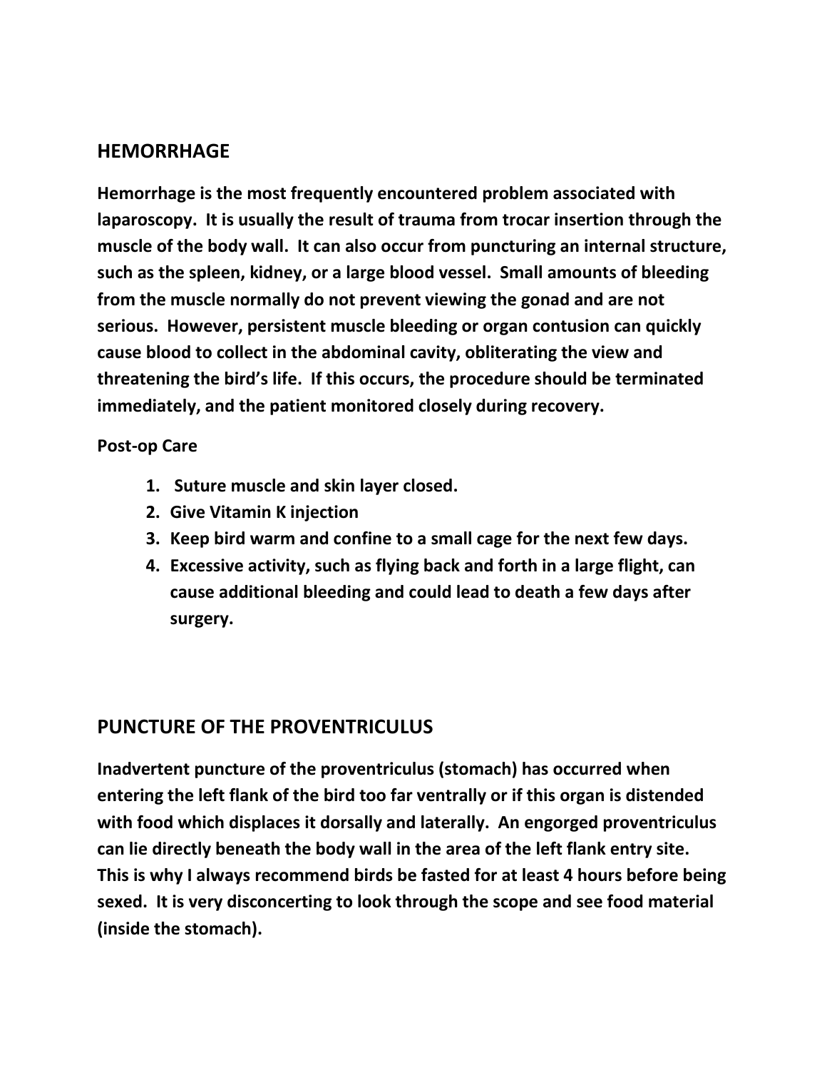## HEMORRHAGE

**Hemorrhage is the most frequently encountered problem associated with laparoscopy. It is usually the result of trauma from trocar insertion through the muscle of the body wall. It can also occur from puncturing an internal structure, such as the spleen, kidney, or a large blood vessel. Small amounts of bleeding from the muscle normally do not prevent viewing the gonad and are not serious. However, persistent muscle bleeding or organ contusion can quickly cause blood to collect in the abdominal cavity, obliterating the view and threatening the bird's life. If this occurs, the procedure should be terminated immediately, and the patient monitored closely during recovery.**

**Post-op Care**

1. **Suture muscle and skin layer closed.**
2. **Give Vitamin K injection**
3. **Keep bird warm and confine to a small cage for the next few days.**
4. **Excessive activity, such as flying back and forth in a large flight, can cause additional bleeding and could lead to death a few days after surgery.**

## PUNCTURE OF THE PROVENTRICULUS

**Inadvertent puncture of the proventriculus (stomach) has occurred when entering the left flank of the bird too far ventrally or if this organ is distended with food which displaces it dorsally and laterally. An engorged proventriculus can lie directly beneath the body wall in the area of the left flank entry site. This is why I always recommend birds be fasted for at least 4 hours before being sexed. It is very disconcerting to look through the scope and see food material (inside the stomach).**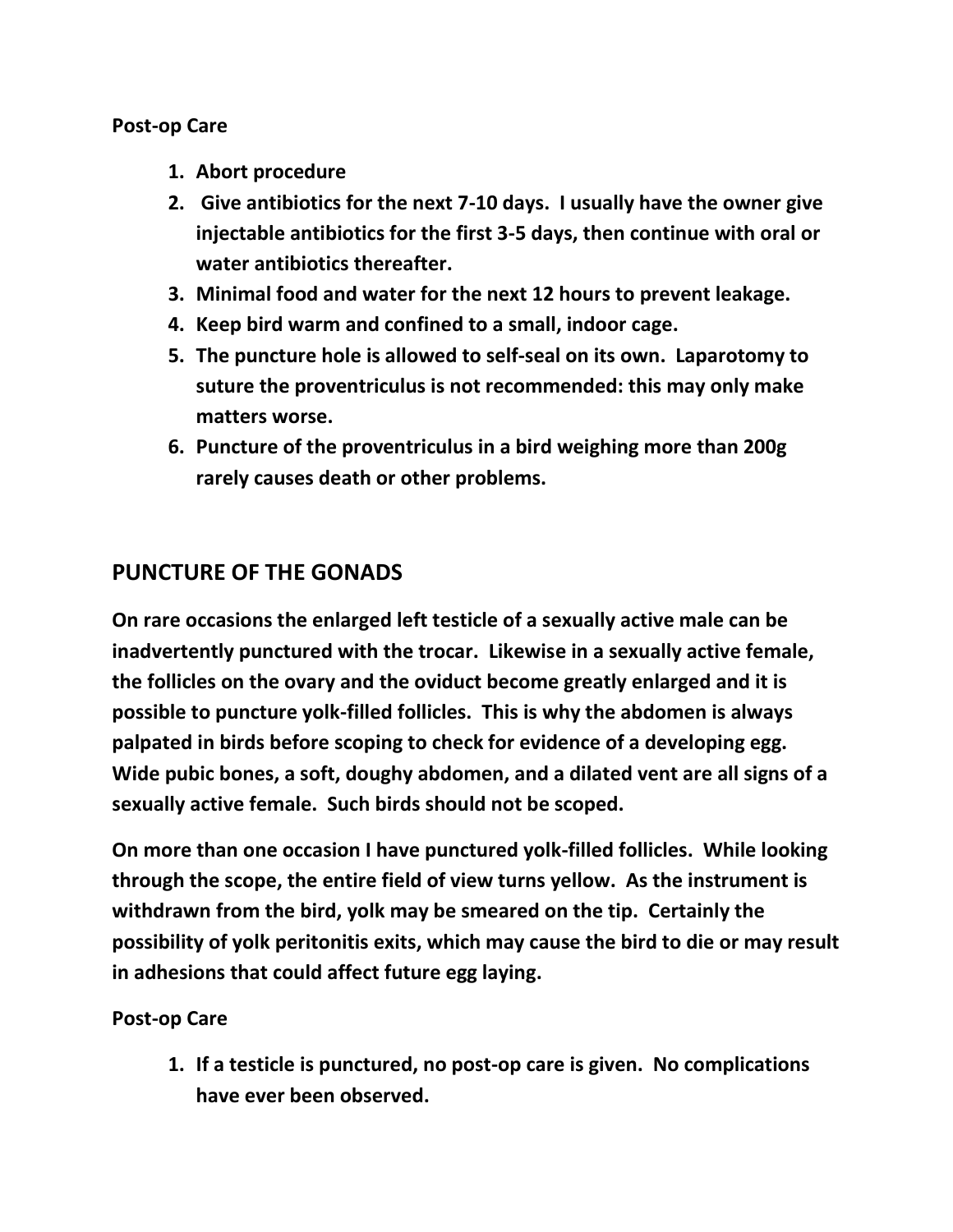**Post-op Care**

1. **Abort procedure**
2. **Give antibiotics for the next 7-10 days. I usually have the owner give injectable antibiotics for the first 3-5 days, then continue with oral or water antibiotics thereafter.**
3. **Minimal food and water for the next 12 hours to prevent leakage.**
4. **Keep bird warm and confined to a small, indoor cage.**
5. **The puncture hole is allowed to self-seal on its own. Laparotomy to suture the proventriculus is not recommended: this may only make matters worse.**
6. **Puncture of the proventriculus in a bird weighing more than 200g rarely causes death or other problems.**

## PUNCTURE OF THE GONADS

**On rare occasions the enlarged left testicle of a sexually active male can be inadvertently punctured with the trocar. Likewise in a sexually active female, the follicles on the ovary and the oviduct become greatly enlarged and it is possible to puncture yolk-filled follicles. This is why the abdomen is always palpated in birds before scoping to check for evidence of a developing egg. Wide pubic bones, a soft, doughy abdomen, and a dilated vent are all signs of a sexually active female. Such birds should not be scoped.**

**On more than one occasion I have punctured yolk-filled follicles. While looking through the scope, the entire field of view turns yellow. As the instrument is withdrawn from the bird, yolk may be smeared on the tip. Certainly the possibility of yolk peritonitis exits, which may cause the bird to die or may result in adhesions that could affect future egg laying.**

**Post-op Care**

1. **If a testicle is punctured, no post-op care is given. No complications have ever been observed.**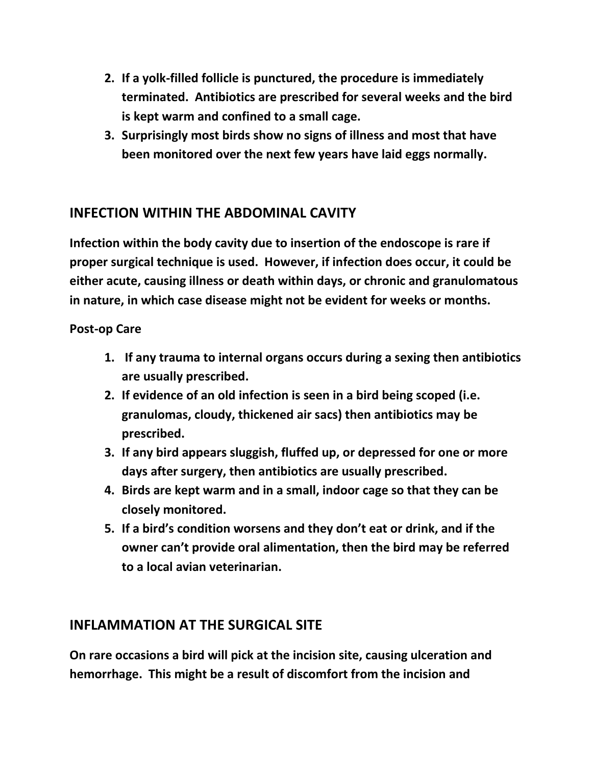2. **If a yolk-filled follicle is punctured, the procedure is immediately terminated. Antibiotics are prescribed for several weeks and the bird is kept warm and confined to a small cage.**
3. **Surprisingly most birds show no signs of illness and most that have been monitored over the next few years have laid eggs normally.**

## INFECTION WITHIN THE ABDOMINAL CAVITY

**Infection within the body cavity due to insertion of the endoscope is rare if proper surgical technique is used. However, if infection does occur, it could be either acute, causing illness or death within days, or chronic and granulomatous in nature, in which case disease might not be evident for weeks or months.**

**Post-op Care**

1. **If any trauma to internal organs occurs during a sexing then antibiotics are usually prescribed.**
2. **If evidence of an old infection is seen in a bird being scoped (i.e. granulomas, cloudy, thickened air sacs) then antibiotics may be prescribed.**
3. **If any bird appears sluggish, fluffed up, or depressed for one or more days after surgery, then antibiotics are usually prescribed.**
4. **Birds are kept warm and in a small, indoor cage so that they can be closely monitored.**
5. **If a bird's condition worsens and they don't eat or drink, and if the owner can't provide oral alimentation, then the bird may be referred to a local avian veterinarian.**

## INFLAMMATION AT THE SURGICAL SITE

**On rare occasions a bird will pick at the incision site, causing ulceration and hemorrhage. This might be a result of discomfort from the incision and**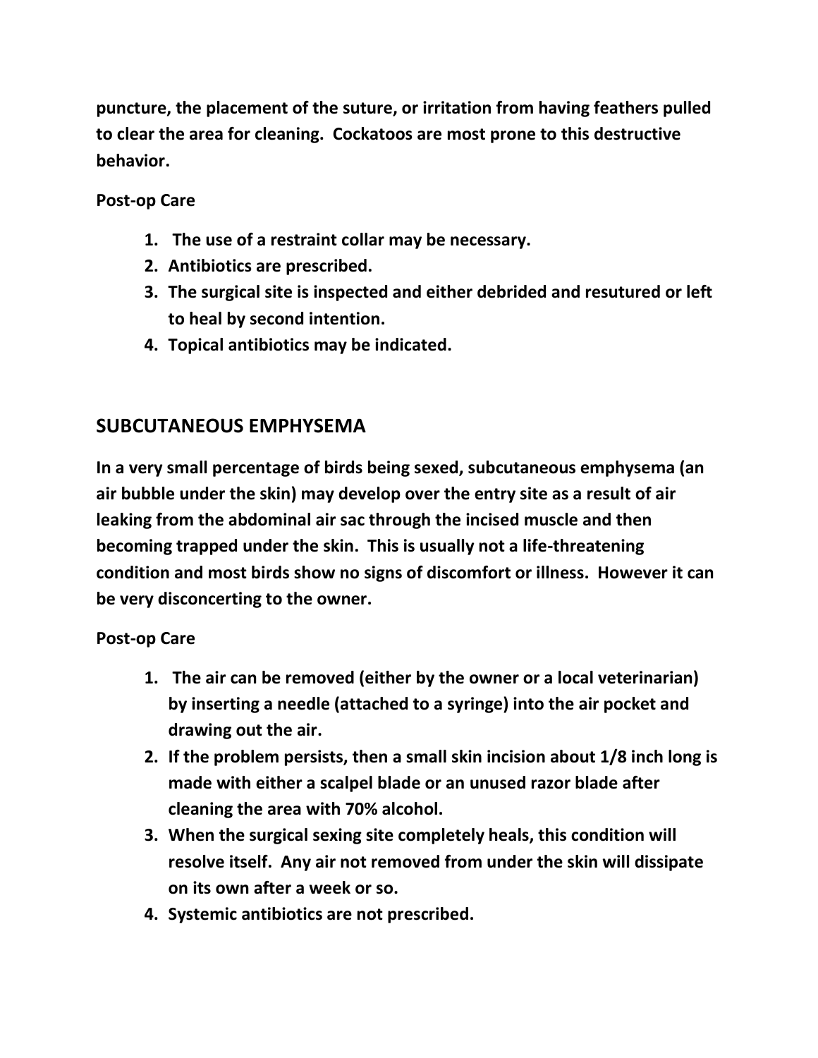**puncture, the placement of the suture, or irritation from having feathers pulled to clear the area for cleaning. Cockatoos are most prone to this destructive behavior.**

**Post-op Care**

1. **The use of a restraint collar may be necessary.**
2. **Antibiotics are prescribed.**
3. **The surgical site is inspected and either debrided and resutured or left to heal by second intention.**
4. **Topical antibiotics may be indicated.**

## SUBCUTANEOUS EMPHYSEMA

**In a very small percentage of birds being sexed, subcutaneous emphysema (an air bubble under the skin) may develop over the entry site as a result of air leaking from the abdominal air sac through the incised muscle and then becoming trapped under the skin. This is usually not a life-threatening condition and most birds show no signs of discomfort or illness. However it can be very disconcerting to the owner.**

**Post-op Care**

1. **The air can be removed (either by the owner or a local veterinarian) by inserting a needle (attached to a syringe) into the air pocket and drawing out the air.**
2. **If the problem persists, then a small skin incision about 1/8 inch long is made with either a scalpel blade or an unused razor blade after cleaning the area with 70% alcohol.**
3. **When the surgical sexing site completely heals, this condition will resolve itself. Any air not removed from under the skin will dissipate on its own after a week or so.**
4. **Systemic antibiotics are not prescribed.**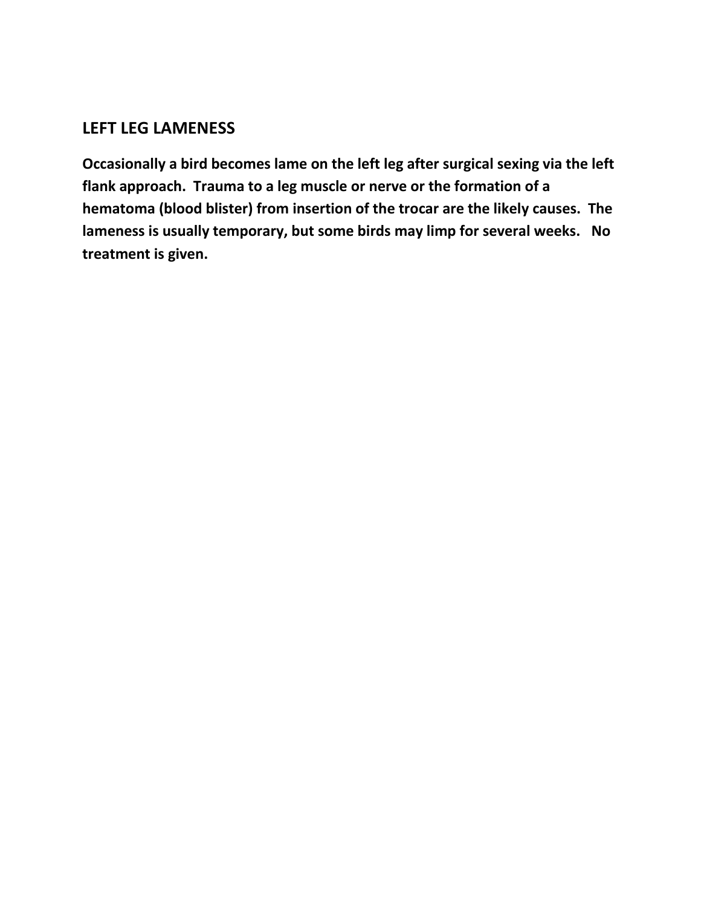## LEFT LEG LAMENESS

**Occasionally a bird becomes lame on the left leg after surgical sexing via the left flank approach. Trauma to a leg muscle or nerve or the formation of a hematoma (blood blister) from insertion of the trocar are the likely causes. The lameness is usually temporary, but some birds may limp for several weeks. No treatment is given.**